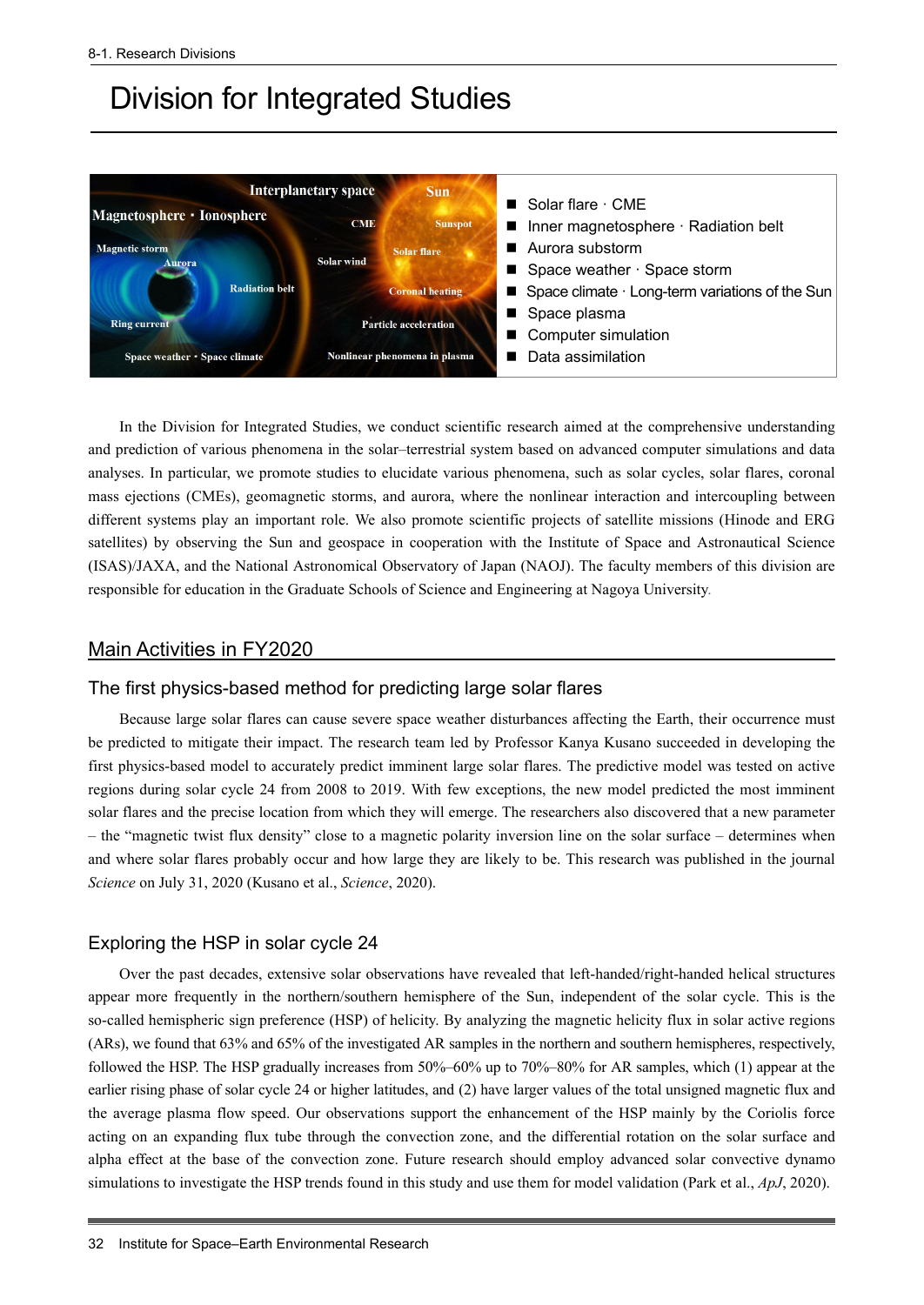# Division for Integrated Studies

- Solar flare · CME
- Inner magnetosphere · Radiation belt
- Aurora substorm
- Space weather · Space storm
- Space climate · Long-term variations of the Sun
- Space plasma
- Computer simulation
- Data assimilation

In the Division for Integrated Studies, we conduct scientific research aimed at the comprehensive understanding and prediction of various phenomena in the solar–terrestrial system based on advanced computer simulations and data analyses. In particular, we promote studies to elucidate various phenomena, such as solar cycles, solar flares, coronal mass ejections (CMEs), geomagnetic storms, and aurora, where the nonlinear interaction and intercoupling between different systems play an important role. We also promote scientific projects of satellite missions (Hinode and ERG satellites) by observing the Sun and geospace in cooperation with the Institute of Space and Astronautical Science (ISAS)/JAXA, and the National Astronomical Observatory of Japan (NAOJ). The faculty members of this division are responsible for education in the Graduate Schools of Science and Engineering at Nagoya University.

## Main Activities in FY2020

### The first physics-based method for predicting large solar flares

Because large solar flares can cause severe space weather disturbances affecting the Earth, their occurrence must be predicted to mitigate their impact. The research team led by Professor Kanya Kusano succeeded in developing the first physics-based model to accurately predict imminent large solar flares. The predictive model was tested on active regions during solar cycle 24 from 2008 to 2019. With few exceptions, the new model predicted the most imminent solar flares and the precise location from which they will emerge. The researchers also discovered that a new parameter – the "magnetic twist flux density" close to a magnetic polarity inversion line on the solar surface – determines when and where solar flares probably occur and how large they are likely to be. This research was published in the journal *Science* on July 31, 2020 (Kusano et al., *Science*, 2020).

### Exploring the HSP in solar cycle 24

Over the past decades, extensive solar observations have revealed that left-handed/right-handed helical structures appear more frequently in the northern/southern hemisphere of the Sun, independent of the solar cycle. This is the so-called hemispheric sign preference (HSP) of helicity. By analyzing the magnetic helicity flux in solar active regions (ARs), we found that 63% and 65% of the investigated AR samples in the northern and southern hemispheres, respectively, followed the HSP. The HSP gradually increases from 50%–60% up to 70%–80% for AR samples, which (1) appear at the earlier rising phase of solar cycle 24 or higher latitudes, and (2) have larger values of the total unsigned magnetic flux and the average plasma flow speed. Our observations support the enhancement of the HSP mainly by the Coriolis force acting on an expanding flux tube through the convection zone, and the differential rotation on the solar surface and alpha effect at the base of the convection zone. Future research should employ advanced solar convective dynamo simulations to investigate the HSP trends found in this study and use them for model validation (Park et al., *ApJ*, 2020).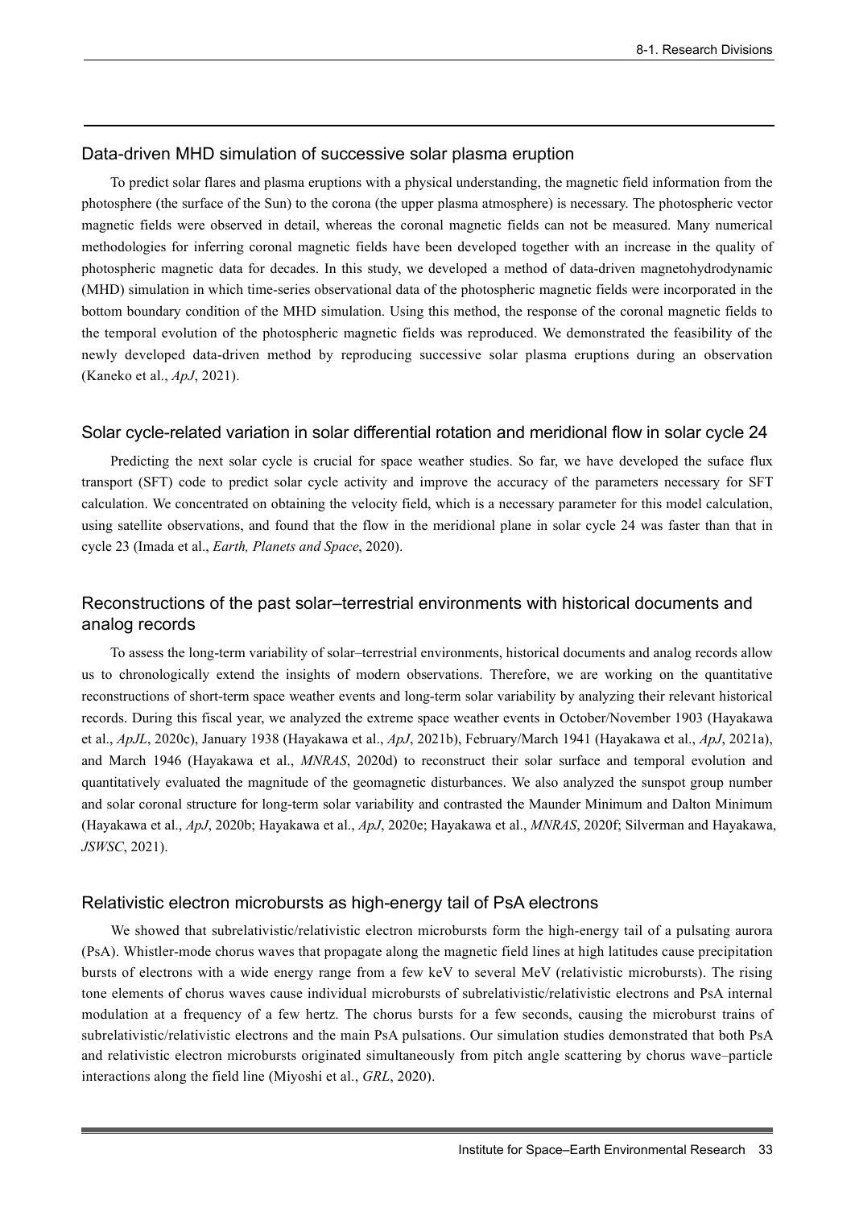## Data-driven MHD simulation of successive solar plasma eruption

To predict solar flares and plasma eruptions with a physical understanding, the magnetic field information from the photosphere (the surface of the Sun) to the corona (the upper plasma atmosphere) is necessary. The photospheric vector magnetic fields were observed in detail, whereas the coronal magnetic fields can not be measured. Many numerical methodologies for inferring coronal magnetic fields have been developed together with an increase in the quality of photospheric magnetic data for decades. In this study, we developed a method of data-driven magnetohydrodynamic (MHD) simulation in which time-series observational data of the photospheric magnetic fields were incorporated in the bottom boundary condition of the MHD simulation. Using this method, the response of the coronal magnetic fields to the temporal evolution of the photospheric magnetic fields was reproduced. We demonstrated the feasibility of the newly developed data-driven method by reproducing successive solar plasma eruptions during an observation (Kaneko et al., *ApJ*, 2021).

## Solar cycle-related variation in solar differential rotation and meridional flow in solar cycle 24

Predicting the next solar cycle is crucial for space weather studies. So far, we have developed the suface flux transport (SFT) code to predict solar cycle activity and improve the accuracy of the parameters necessary for SFT calculation. We concentrated on obtaining the velocity field, which is a necessary parameter for this model calculation, using satellite observations, and found that the flow in the meridional plane in solar cycle 24 was faster than that in cycle 23 (Imada et al., *Earth, Planets and Space*, 2020).

## Reconstructions of the past solar–terrestrial environments with historical documents and analog records

To assess the long-term variability of solar–terrestrial environments, historical documents and analog records allow us to chronologically extend the insights of modern observations. Therefore, we are working on the quantitative reconstructions of short-term space weather events and long-term solar variability by analyzing their relevant historical records. During this fiscal year, we analyzed the extreme space weather events in October/November 1903 (Hayakawa et al., *ApJL*, 2020c), January 1938 (Hayakawa et al., *ApJ*, 2021b), February/March 1941 (Hayakawa et al., *ApJ*, 2021a), and March 1946 (Hayakawa et al., *MNRAS*, 2020d) to reconstruct their solar surface and temporal evolution and quantitatively evaluated the magnitude of the geomagnetic disturbances. We also analyzed the sunspot group number and solar coronal structure for long-term solar variability and contrasted the Maunder Minimum and Dalton Minimum (Hayakawa et al., *ApJ*, 2020b; Hayakawa et al., *ApJ*, 2020e; Hayakawa et al., *MNRAS*, 2020f; Silverman and Hayakawa, *JSWSC*, 2021).

## Relativistic electron microbursts as high-energy tail of PsA electrons

We showed that subrelativistic/relativistic electron microbursts form the high-energy tail of a pulsating aurora (PsA). Whistler-mode chorus waves that propagate along the magnetic field lines at high latitudes cause precipitation bursts of electrons with a wide energy range from a few keV to several MeV (relativistic microbursts). The rising tone elements of chorus waves cause individual microbursts of subrelativistic/relativistic electrons and PsA internal modulation at a frequency of a few hertz. The chorus bursts for a few seconds, causing the microburst trains of subrelativistic/relativistic electrons and the main PsA pulsations. Our simulation studies demonstrated that both PsA and relativistic electron microbursts originated simultaneously from pitch angle scattering by chorus wave–particle interactions along the field line (Miyoshi et al., *GRL*, 2020).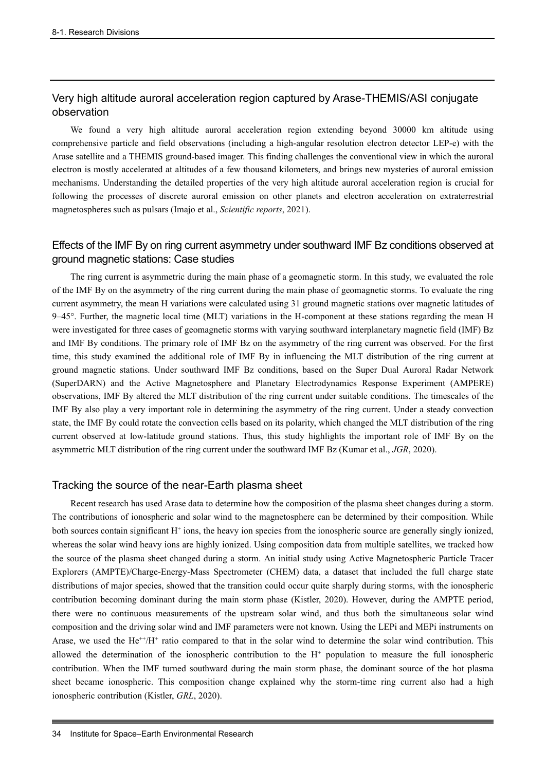## Very high altitude auroral acceleration region captured by Arase-THEMIS/ASI conjugate observation

We found a very high altitude auroral acceleration region extending beyond 30000 km altitude using comprehensive particle and field observations (including a high-angular resolution electron detector LEP-e) with the Arase satellite and a THEMIS ground-based imager. This finding challenges the conventional view in which the auroral electron is mostly accelerated at altitudes of a few thousand kilometers, and brings new mysteries of auroral emission mechanisms. Understanding the detailed properties of the very high altitude auroral acceleration region is crucial for following the processes of discrete auroral emission on other planets and electron acceleration on extraterrestrial magnetospheres such as pulsars (Imajo et al., *Scientific reports*, 2021).

## Effects of the IMF By on ring current asymmetry under southward IMF Bz conditions observed at ground magnetic stations: Case studies

The ring current is asymmetric during the main phase of a geomagnetic storm. In this study, we evaluated the role of the IMF By on the asymmetry of the ring current during the main phase of geomagnetic storms. To evaluate the ring current asymmetry, the mean H variations were calculated using 31 ground magnetic stations over magnetic latitudes of 9–45°. Further, the magnetic local time (MLT) variations in the H-component at these stations regarding the mean H were investigated for three cases of geomagnetic storms with varying southward interplanetary magnetic field (IMF) Bz and IMF By conditions. The primary role of IMF Bz on the asymmetry of the ring current was observed. For the first time, this study examined the additional role of IMF By in influencing the MLT distribution of the ring current at ground magnetic stations. Under southward IMF Bz conditions, based on the Super Dual Auroral Radar Network (SuperDARN) and the Active Magnetosphere and Planetary Electrodynamics Response Experiment (AMPERE) observations, IMF By altered the MLT distribution of the ring current under suitable conditions. The timescales of the IMF By also play a very important role in determining the asymmetry of the ring current. Under a steady convection state, the IMF By could rotate the convection cells based on its polarity, which changed the MLT distribution of the ring current observed at low-latitude ground stations. Thus, this study highlights the important role of IMF By on the asymmetric MLT distribution of the ring current under the southward IMF Bz (Kumar et al., *JGR*, 2020).

## Tracking the source of the near-Earth plasma sheet

Recent research has used Arase data to determine how the composition of the plasma sheet changes during a storm. The contributions of ionospheric and solar wind to the magnetosphere can be determined by their composition. While both sources contain significant $H^+$ ions, the heavy ion species from the ionospheric source are generally singly ionized, whereas the solar wind heavy ions are highly ionized. Using composition data from multiple satellites, we tracked how the source of the plasma sheet changed during a storm. An initial study using Active Magnetospheric Particle Tracer Explorers (AMPTE)/Charge-Energy-Mass Spectrometer (CHEM) data, a dataset that included the full charge state distributions of major species, showed that the transition could occur quite sharply during storms, with the ionospheric contribution becoming dominant during the main storm phase (Kistler, 2020). However, during the AMPTE period, there were no continuous measurements of the upstream solar wind, and thus both the simultaneous solar wind composition and the driving solar wind and IMF parameters were not known. Using the LEPi and MEPi instruments on Arase, we used the $He^{++}/H^+$ ratio compared to that in the solar wind to determine the solar wind contribution. This allowed the determination of the ionospheric contribution to the $H^+$ population to measure the full ionospheric contribution. When the IMF turned southward during the main storm phase, the dominant source of the hot plasma sheet became ionospheric. This composition change explained why the storm-time ring current also had a high ionospheric contribution (Kistler, *GRL*, 2020).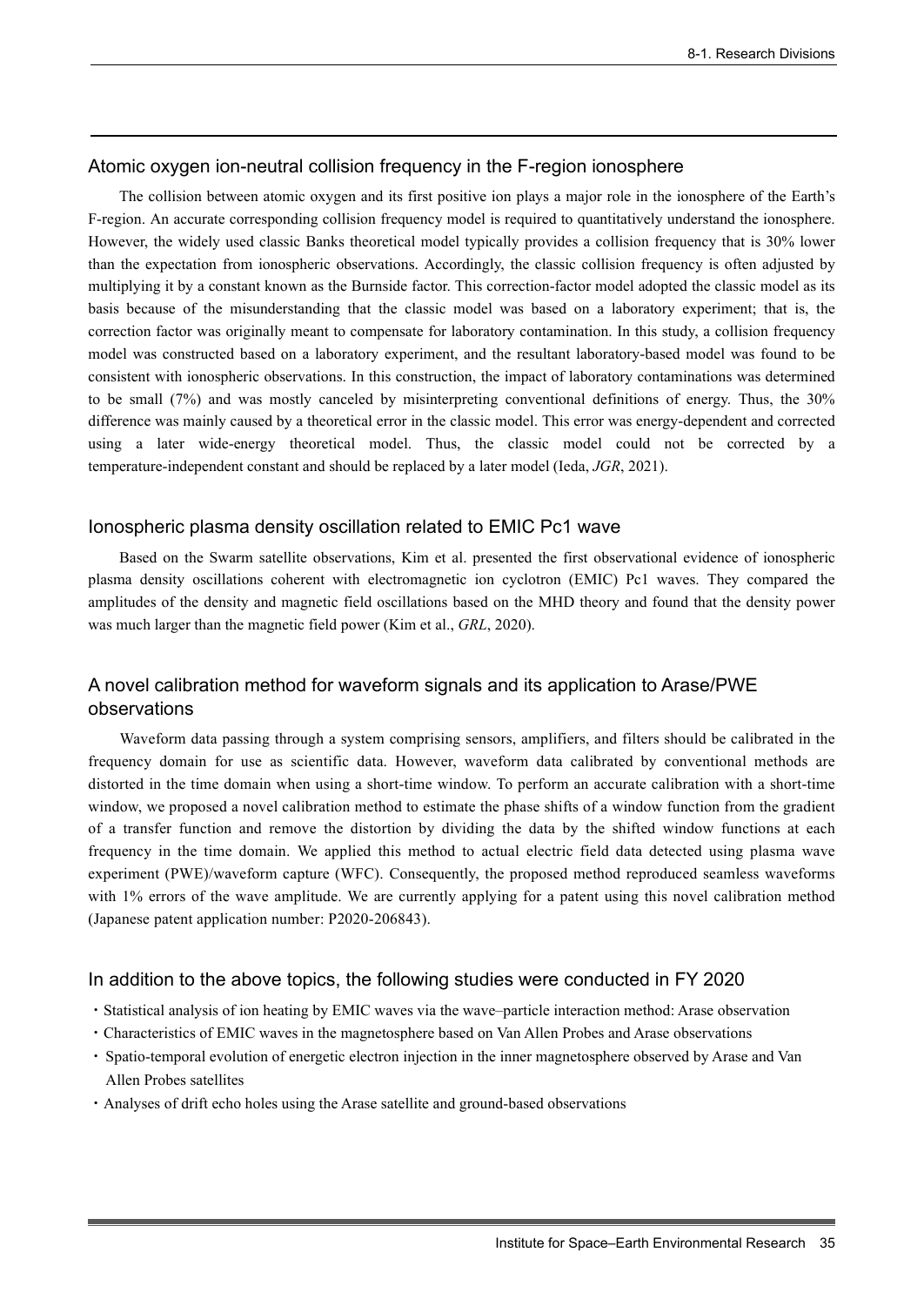## Atomic oxygen ion-neutral collision frequency in the F-region ionosphere

The collision between atomic oxygen and its first positive ion plays a major role in the ionosphere of the Earth's F-region. An accurate corresponding collision frequency model is required to quantitatively understand the ionosphere. However, the widely used classic Banks theoretical model typically provides a collision frequency that is 30% lower than the expectation from ionospheric observations. Accordingly, the classic collision frequency is often adjusted by multiplying it by a constant known as the Burnside factor. This correction-factor model adopted the classic model as its basis because of the misunderstanding that the classic model was based on a laboratory experiment; that is, the correction factor was originally meant to compensate for laboratory contamination. In this study, a collision frequency model was constructed based on a laboratory experiment, and the resultant laboratory-based model was found to be consistent with ionospheric observations. In this construction, the impact of laboratory contaminations was determined to be small (7%) and was mostly canceled by misinterpreting conventional definitions of energy. Thus, the 30% difference was mainly caused by a theoretical error in the classic model. This error was energy-dependent and corrected using a later wide-energy theoretical model. Thus, the classic model could not be corrected by a temperature-independent constant and should be replaced by a later model (Ieda, *JGR*, 2021).

## Ionospheric plasma density oscillation related to EMIC Pc1 wave

Based on the Swarm satellite observations, Kim et al. presented the first observational evidence of ionospheric plasma density oscillations coherent with electromagnetic ion cyclotron (EMIC) Pc1 waves. They compared the amplitudes of the density and magnetic field oscillations based on the MHD theory and found that the density power was much larger than the magnetic field power (Kim et al., *GRL*, 2020).

## A novel calibration method for waveform signals and its application to Arase/PWE observations

Waveform data passing through a system comprising sensors, amplifiers, and filters should be calibrated in the frequency domain for use as scientific data. However, waveform data calibrated by conventional methods are distorted in the time domain when using a short-time window. To perform an accurate calibration with a short-time window, we proposed a novel calibration method to estimate the phase shifts of a window function from the gradient of a transfer function and remove the distortion by dividing the data by the shifted window functions at each frequency in the time domain. We applied this method to actual electric field data detected using plasma wave experiment (PWE)/waveform capture (WFC). Consequently, the proposed method reproduced seamless waveforms with 1% errors of the wave amplitude. We are currently applying for a patent using this novel calibration method (Japanese patent application number: P2020-206843).

## In addition to the above topics, the following studies were conducted in FY 2020

- Statistical analysis of ion heating by EMIC waves via the wave–particle interaction method: Arase observation
- Characteristics of EMIC waves in the magnetosphere based on Van Allen Probes and Arase observations
- Spatio-temporal evolution of energetic electron injection in the inner magnetosphere observed by Arase and Van Allen Probes satellites
- Analyses of drift echo holes using the Arase satellite and ground-based observations